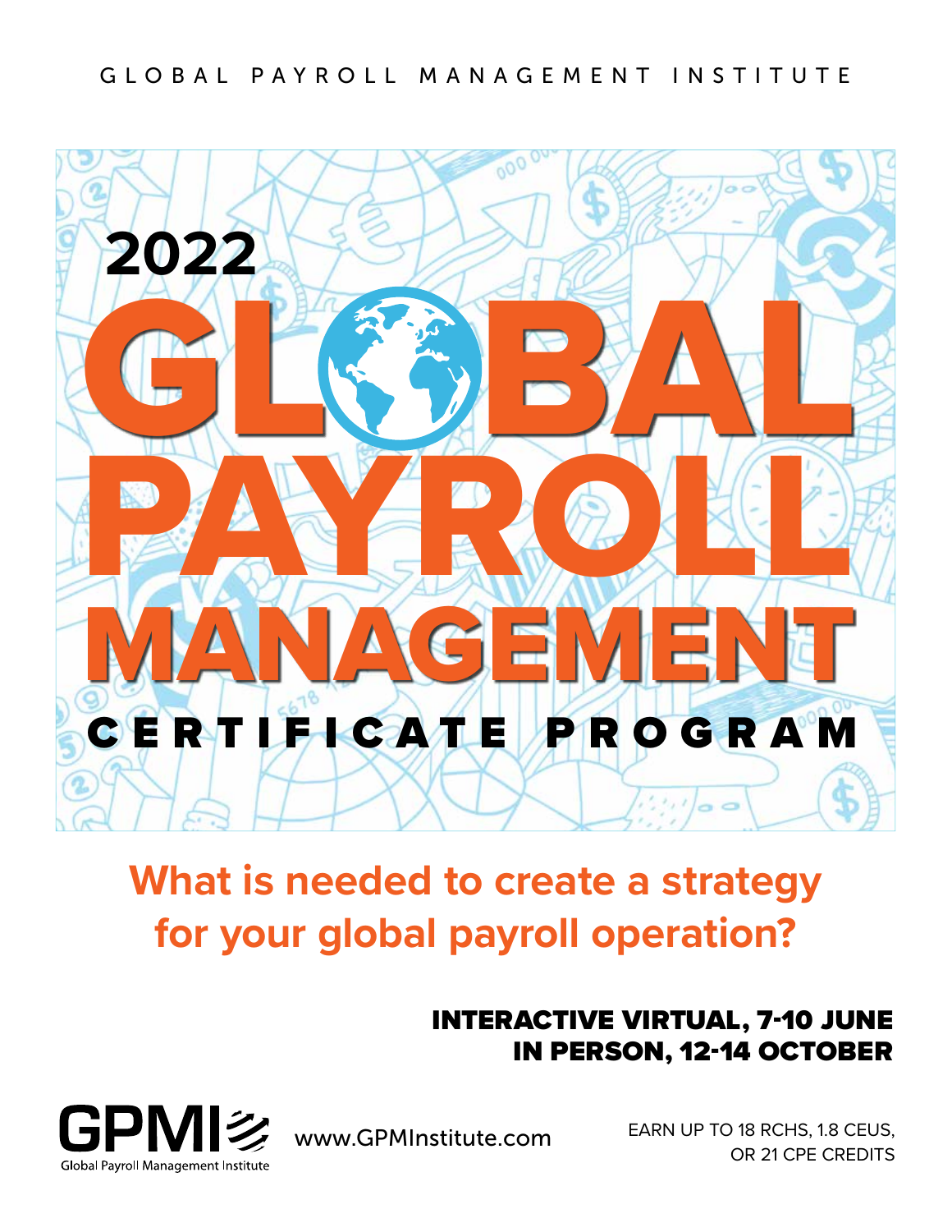GLOBAL PAYROLL MANAGEMENT INSTITUTE

# 2022 GLOBAL PAYROLL MANAGEMENT

## CERTIFICATE PROGRAM

## What is needed to create a strategy for your global payroll operation?

**INTERACTIVE VIRTUAL, 7-10 JUNE**
**IN PERSON, 12-14 OCTOBER**

GPMI
Global Payroll Management Institute

www.GPMInstitute.com

EARN UP TO 18 RCHS, 1.8 CEUS, OR 21 CPE CREDITS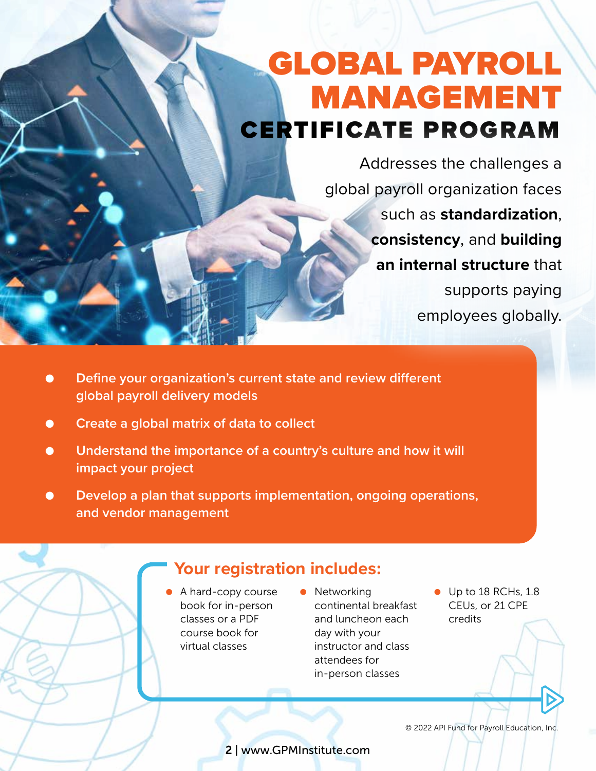# GLOBAL PAYROLL MANAGEMENT

## CERTIFICATE PROGRAM

Addresses the challenges a global payroll organization faces such as **standardization**, **consistency**, and **building an internal structure** that supports paying employees globally.

- Define your organization's current state and review different global payroll delivery models
- Create a global matrix of data to collect
- Understand the importance of a country's culture and how it will impact your project
- Develop a plan that supports implementation, ongoing operations, and vendor management

### Your registration includes:

- A hard-copy course book for in-person classes or a PDF course book for virtual classes
- Networking continental breakfast and luncheon each day with your instructor and class attendees for in-person classes
- Up to 18 RCHs, 1.8 CEUs, or 21 CPE credits

© 2022 API Fund for Payroll Education, Inc.

www.GPMInstitute.com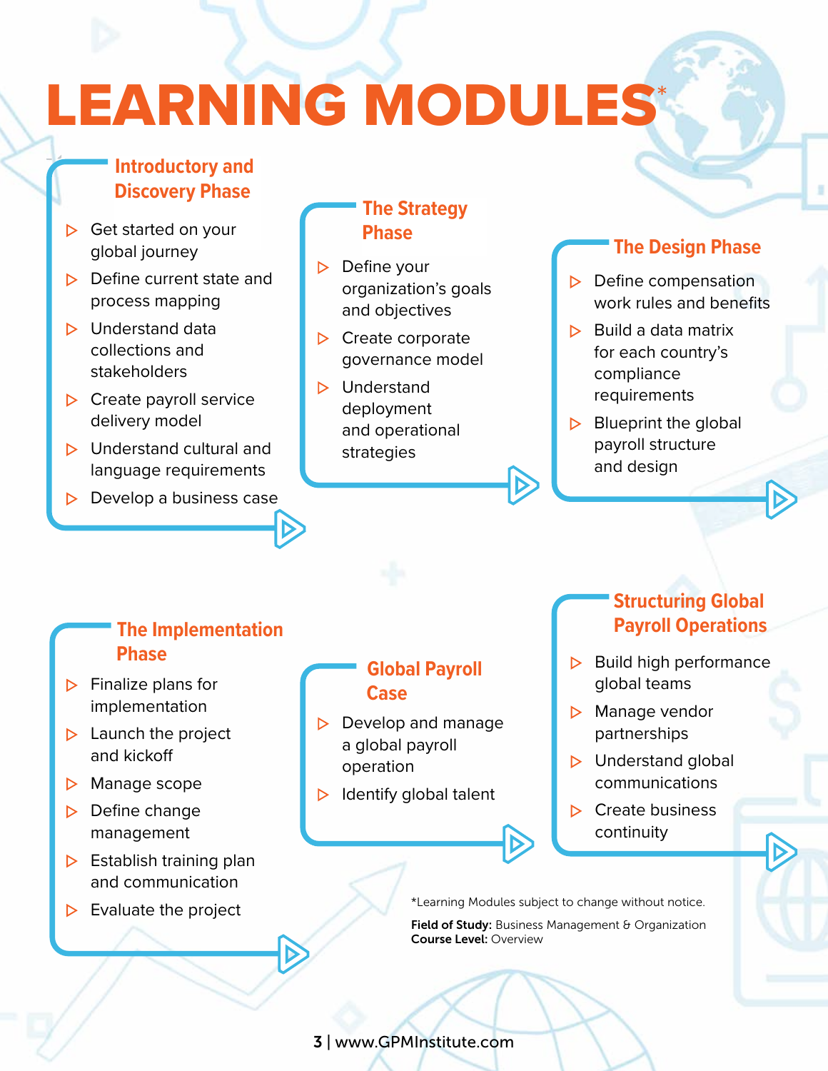# LEARNING MODULES*

## Introductory and Discovery Phase

- Get started on your global journey
- Define current state and process mapping
- Understand data collections and stakeholders
- Create payroll service delivery model
- Understand cultural and language requirements
- Develop a business case

## The Strategy Phase

- Define your organization's goals and objectives
- Create corporate governance model
- Understand deployment and operational strategies

## The Design Phase

- Define compensation work rules and benefits
- Build a data matrix for each country's compliance requirements
- Blueprint the global payroll structure and design

## The Implementation Phase

- Finalize plans for implementation
- Launch the project and kickoff
- Manage scope
- Define change management
- Establish training plan and communication
- Evaluate the project

## Global Payroll Case

- Develop and manage a global payroll operation
- Identify global talent

## Structuring Global Payroll Operations

- Build high performance global teams
- Manage vendor partnerships
- Understand global communications
- Create business continuity

*Learning Modules subject to change without notice.

**Field of Study:** Business Management & Organization
**Course Level:** Overview

www.GPMInstitute.com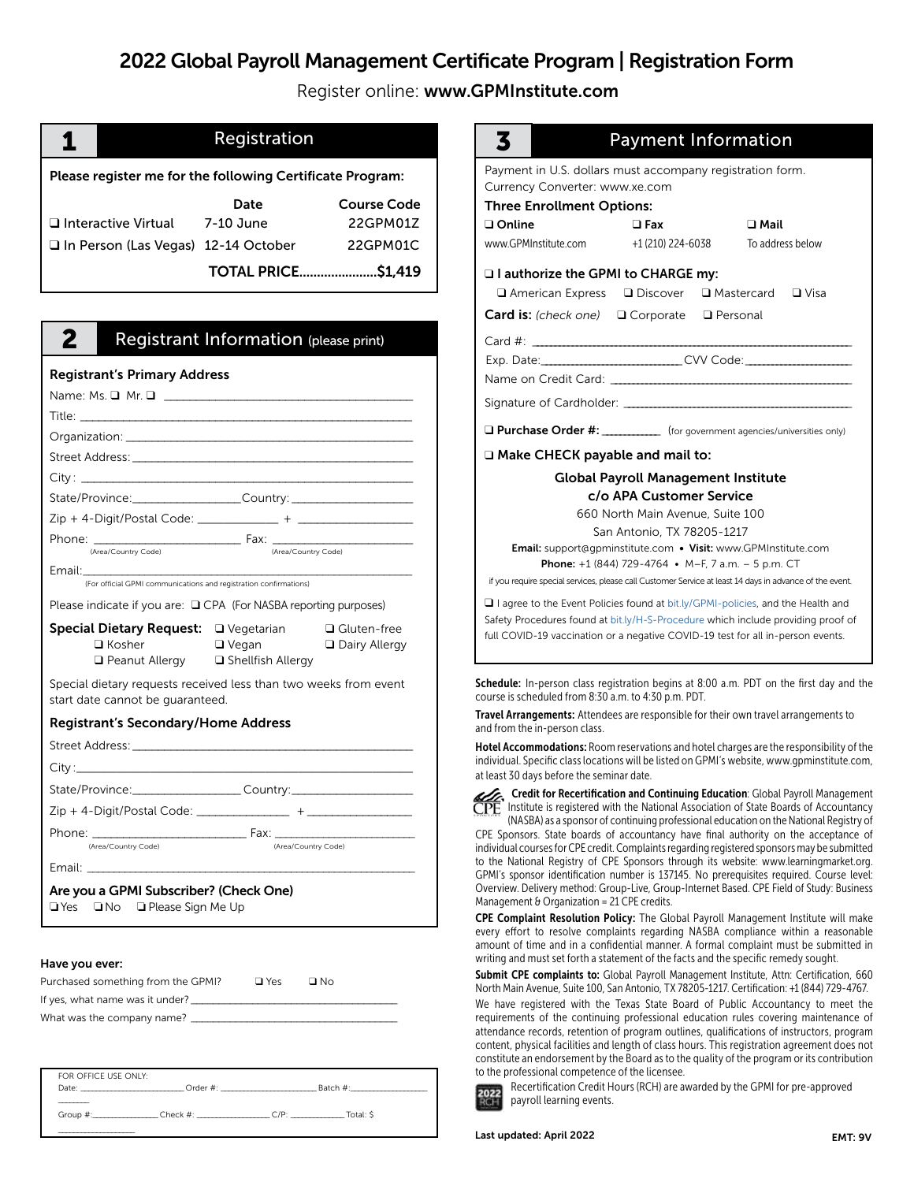# 2022 Global Payroll Management Certificate Program | Registration Form

Register online: **www.GPMInstitute.com**

## 1 Registration

**Please register me for the following Certificate Program:**

| | Date | Course Code |
|---|---|---|
| ❑ Interactive Virtual | 7-10 June | 22GPM01Z |
| ❑ In Person (Las Vegas) | 12-14 October | 22GPM01C |

**TOTAL PRICE......................$1,419**

## 2 Registrant Information (please print)

**Registrant's Primary Address**

Name: Ms. ❑ Mr. ❑ ______________________________

Title: ______________________________

Organization: ______________________________

Street Address: ______________________________

City: ______________________________

State/Province: _______________ Country: _______________

Zip + 4-Digit/Postal Code: ___________ + _______________

Phone: ____________________ (Area/Country Code) Fax: ____________________ (Area/Country Code)

Email: ______________________________
(For official GPMI communications and registration confirmations)

Please indicate if you are: ❑ CPA (For NASBA reporting purposes)

**Special Dietary Request:** ❑ Vegetarian ❑ Gluten-free ❑ Kosher ❑ Vegan ❑ Dairy Allergy ❑ Peanut Allergy ❑ Shellfish Allergy

Special dietary requests received less than two weeks from event start date cannot be guaranteed.

**Registrant's Secondary/Home Address**

Street Address: ______________________________

City: ______________________________

State/Province: _______________ Country: _______________

Zip + 4-Digit/Postal Code: ___________ + _______________

Phone: ____________________ (Area/Country Code) Fax: ____________________ (Area/Country Code)

Email: ______________________________

**Are you a GPMI Subscriber? (Check One)**

❑ Yes ❑ No ❑ Please Sign Me Up

**Have you ever:**

Purchased something from the GPMI? ❑ Yes ❑ No

If yes, what name was it under? ______________________________

What was the company name? ______________________________

FOR OFFICE USE ONLY:
Date: ____________ Order #: ____________ Batch #: ____________
Group #: ____________ Check #: ____________ C/P: ____________ Total: $ ____________

## 3 Payment Information

Payment in U.S. dollars must accompany registration form.
Currency Converter: www.xe.com

**Three Enrollment Options:**

| ❑ **Online** | ❑ **Fax** | ❑ **Mail** |
|---|---|---|
| www.GPMInstitute.com | +1 (210) 224-6038 | To address below |

❑ **I authorize the GPMI to CHARGE my:**

❑ American Express ❑ Discover ❑ Mastercard ❑ Visa

**Card is:** *(check one)* ❑ Corporate ❑ Personal

Card #: ______________________________

Exp. Date: _______________ CVV Code: _______________

Name on Credit Card: ______________________________

Signature of Cardholder: ______________________________

❑ **Purchase Order #:** _________ (for government agencies/universities only)

❑ **Make CHECK payable and mail to:**

**Global Payroll Management Institute**
**c/o APA Customer Service**
660 North Main Avenue, Suite 100
San Antonio, TX 78205-1217

**Email:** support@gpminstitute.com • **Visit:** www.GPMInstitute.com
**Phone:** +1 (844) 729-4764 • M–F, 7 a.m. – 5 p.m. CT

if you require special services, please call Customer Service at least 14 days in advance of the event.

❑ I agree to the Event Policies found at bit.ly/GPMI-policies, and the Health and Safety Procedures found at bit.ly/H-S-Procedure which include providing proof of full COVID-19 vaccination or a negative COVID-19 test for all in-person events.

**Schedule:** In-person class registration begins at 8:00 a.m. PDT on the first day and the course is scheduled from 8:30 a.m. to 4:30 p.m. PDT.

**Travel Arrangements:** Attendees are responsible for their own travel arrangements to and from the in-person class.

**Hotel Accommodations:** Room reservations and hotel charges are the responsibility of the individual. Specific class locations will be listed on GPMI's website, www.gpminstitute.com, at least 30 days before the seminar date.

**Credit for Recertification and Continuing Education**: Global Payroll Management Institute is registered with the National Association of State Boards of Accountancy (NASBA) as a sponsor of continuing professional education on the National Registry of CPE Sponsors. State boards of accountancy have final authority on the acceptance of individual courses for CPE credit. Complaints regarding registered sponsors may be submitted to the National Registry of CPE Sponsors through its website: www.learningmarket.org. GPMI's sponsor identification number is 137145. No prerequisites required. Course level: Overview. Delivery method: Group-Live, Group-Internet Based. CPE Field of Study: Business Management & Organization = 21 CPE credits.

**CPE Complaint Resolution Policy:** The Global Payroll Management Institute will make every effort to resolve complaints regarding NASBA compliance within a reasonable amount of time and in a confidential manner. A formal complaint must be submitted in writing and must set forth a statement of the facts and the specific remedy sought.

**Submit CPE complaints to:** Global Payroll Management Institute, Attn: Certification, 660 North Main Avenue, Suite 100, San Antonio, TX 78205-1217. Certification: +1 (844) 729-4767.

We have registered with the Texas State Board of Public Accountancy to meet the requirements of the continuing professional education rules covering maintenance of attendance records, retention of program outlines, qualifications of instructors, program content, physical facilities and length of class hours. This registration agreement does not constitute an endorsement by the Board as to the quality of the program or its contribution to the professional competence of the licensee.

Recertification Credit Hours (RCH) are awarded by the GPMI for pre-approved payroll learning events.

Last updated: April 2022

EMT: 9V